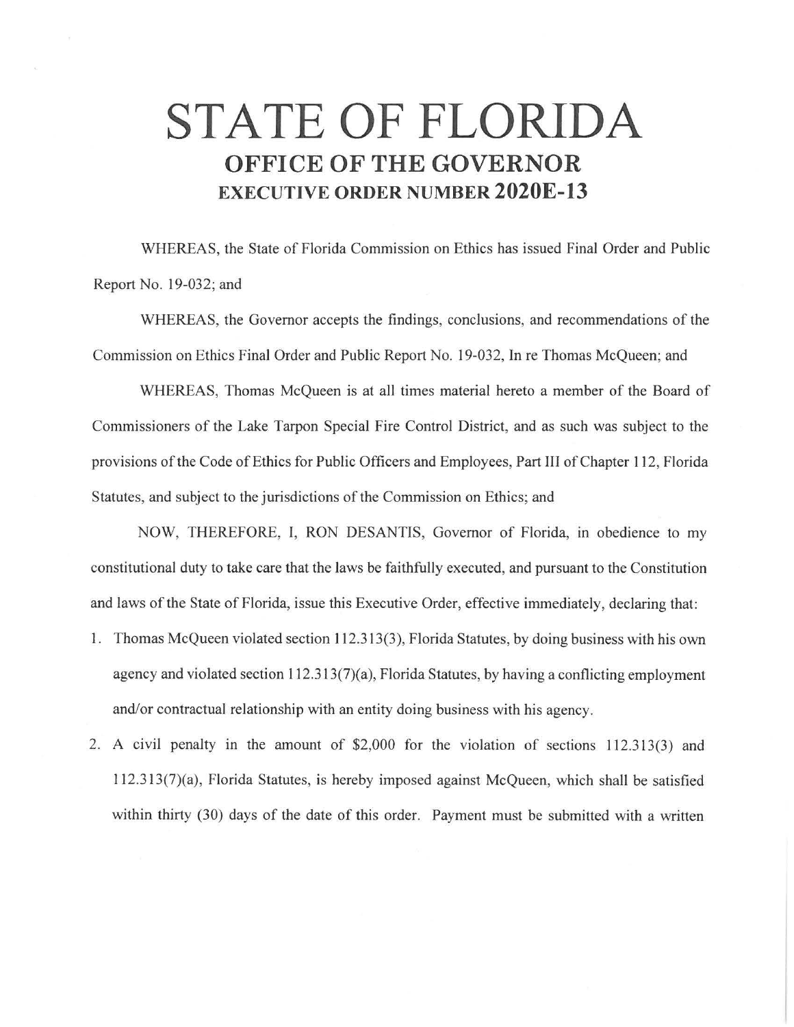# STATE OF FLORIDA

## OFFICE OF THE GOVERNOR

### EXECUTIVE ORDER NUMBER 2020E-13

WHEREAS, the State of Florida Commission on Ethics has issued Final Order and Public Report No. 19-032; and

WHEREAS, the Governor accepts the findings, conclusions, and recommendations of the Commission on Ethics Final Order and Public Report No. 19-032, In re Thomas McQueen; and

WHEREAS, Thomas McQueen is at all times material hereto a member of the Board of Commissioners of the Lake Tarpon Special Fire Control District, and as such was subject to the provisions of the Code of Ethics for Public Officers and Employees, Part III of Chapter 112, Florida Statutes, and subject to the jurisdictions of the Commission on Ethics; and

NOW, THEREFORE, I, RON DESANTIS, Governor of Florida, in obedience to my constitutional duty to take care that the laws be faithfully executed, and pursuant to the Constitution and laws of the State of Florida, issue this Executive Order, effective immediately, declaring that:

1. Thomas McQueen violated section 112.313(3), Florida Statutes, by doing business with his own agency and violated section 112.313(7)(a), Florida Statutes, by having a conflicting employment and/or contractual relationship with an entity doing business with his agency.
2. A civil penalty in the amount of $2,000 for the violation of sections 112.313(3) and 112.313(7)(a), Florida Statutes, is hereby imposed against McQueen, which shall be satisfied within thirty (30) days of the date of this order. Payment must be submitted with a written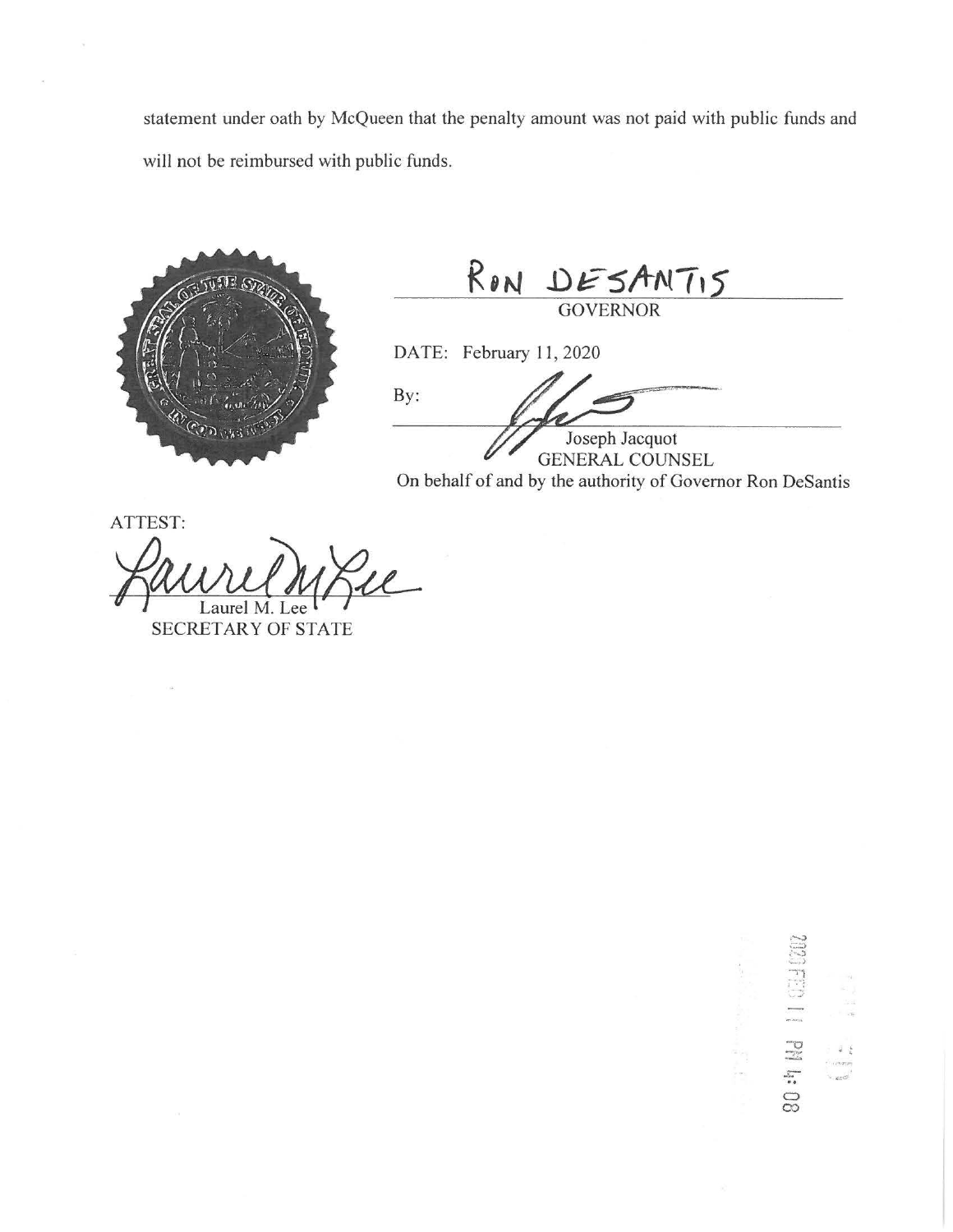statement under oath by McQueen that the penalty amount was not paid with public funds and will not be reimbursed with public funds.

RON DESANTIS

GOVERNOR

DATE: February 11, 2020

By:

Joseph Jacquot

GENERAL COUNSEL

On behalf of and by the authority of Governor Ron DeSantis

ATTEST:

Laurel M. Lee

SECRETARY OF STATE

2020 FEB 11 PM 4: 08